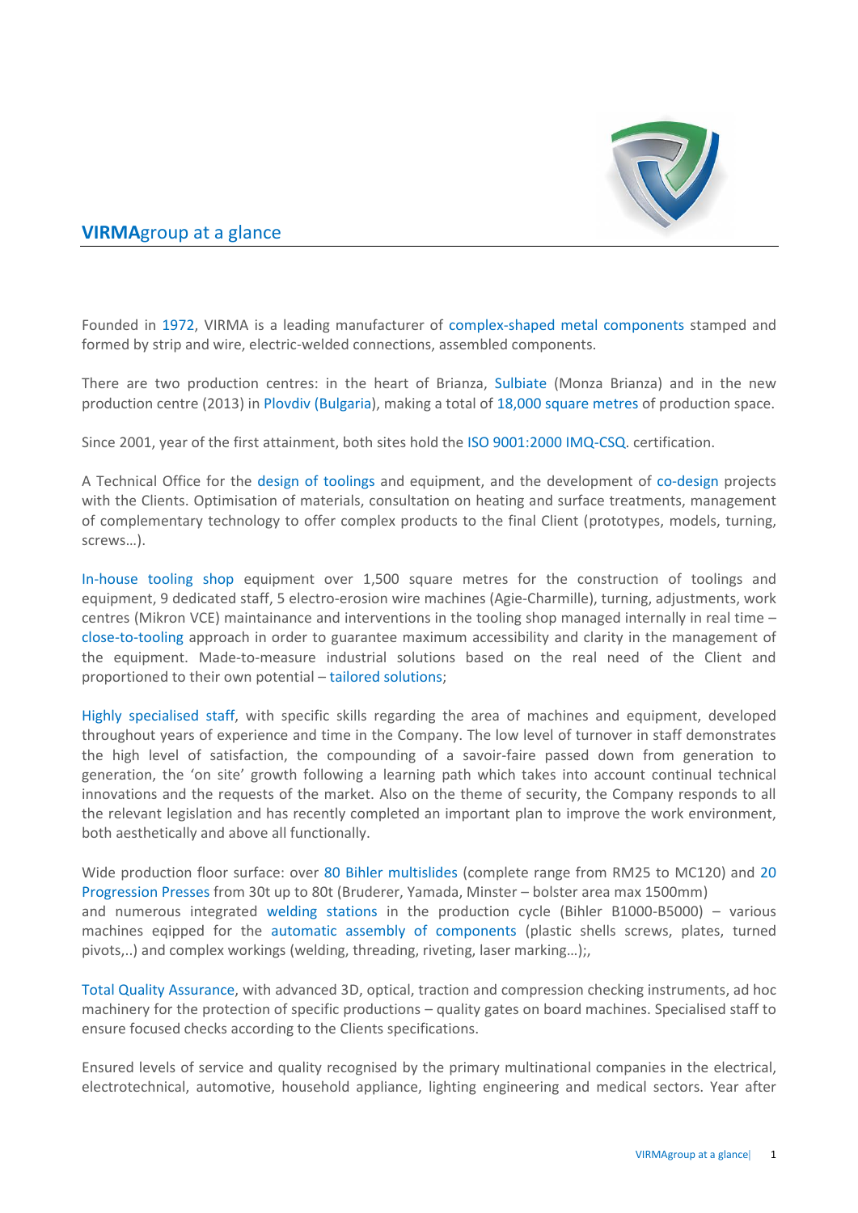# **VIRMA**group at a glance

Founded in 1972, VIRMA is a leading manufacturer of complex-shaped metal components stamped and formed by strip and wire, electric-welded connections, assembled components.

There are two production centres: in the heart of Brianza, Sulbiate (Monza Brianza) and in the new production centre (2013) in Plovdiv (Bulgaria), making a total of 18,000 square metres of production space.

Since 2001, year of the first attainment, both sites hold the ISO 9001:2000 IMQ-CSQ. certification.

A Technical Office for the design of toolings and equipment, and the development of co-design projects with the Clients. Optimisation of materials, consultation on heating and surface treatments, management of complementary technology to offer complex products to the final Client (prototypes, models, turning, screws…).

In-house tooling shop equipment over 1,500 square metres for the construction of toolings and equipment, 9 dedicated staff, 5 electro-erosion wire machines (Agie-Charmille), turning, adjustments, work centres (Mikron VCE) maintainance and interventions in the tooling shop managed internally in real time – close-to-tooling approach in order to guarantee maximum accessibility and clarity in the management of the equipment. Made-to-measure industrial solutions based on the real need of the Client and proportioned to their own potential – tailored solutions;

Highly specialised staff, with specific skills regarding the area of machines and equipment, developed throughout years of experience and time in the Company. The low level of turnover in staff demonstrates the high level of satisfaction, the compounding of a savoir-faire passed down from generation to generation, the 'on site' growth following a learning path which takes into account continual technical innovations and the requests of the market. Also on the theme of security, the Company responds to all the relevant legislation and has recently completed an important plan to improve the work environment, both aesthetically and above all functionally.

Wide production floor surface: over 80 Bihler multislides (complete range from RM25 to MC120) and 20 Progression Presses from 30t up to 80t (Bruderer, Yamada, Minster – bolster area max 1500mm) and numerous integrated welding stations in the production cycle (Bihler B1000-B5000) – various machines eqipped for the automatic assembly of components (plastic shells screws, plates, turned pivots,..) and complex workings (welding, threading, riveting, laser marking…);,

Total Quality Assurance, with advanced 3D, optical, traction and compression checking instruments, ad hoc machinery for the protection of specific productions – quality gates on board machines. Specialised staff to ensure focused checks according to the Clients specifications.

Ensured levels of service and quality recognised by the primary multinational companies in the electrical, electrotechnical, automotive, household appliance, lighting engineering and medical sectors. Year after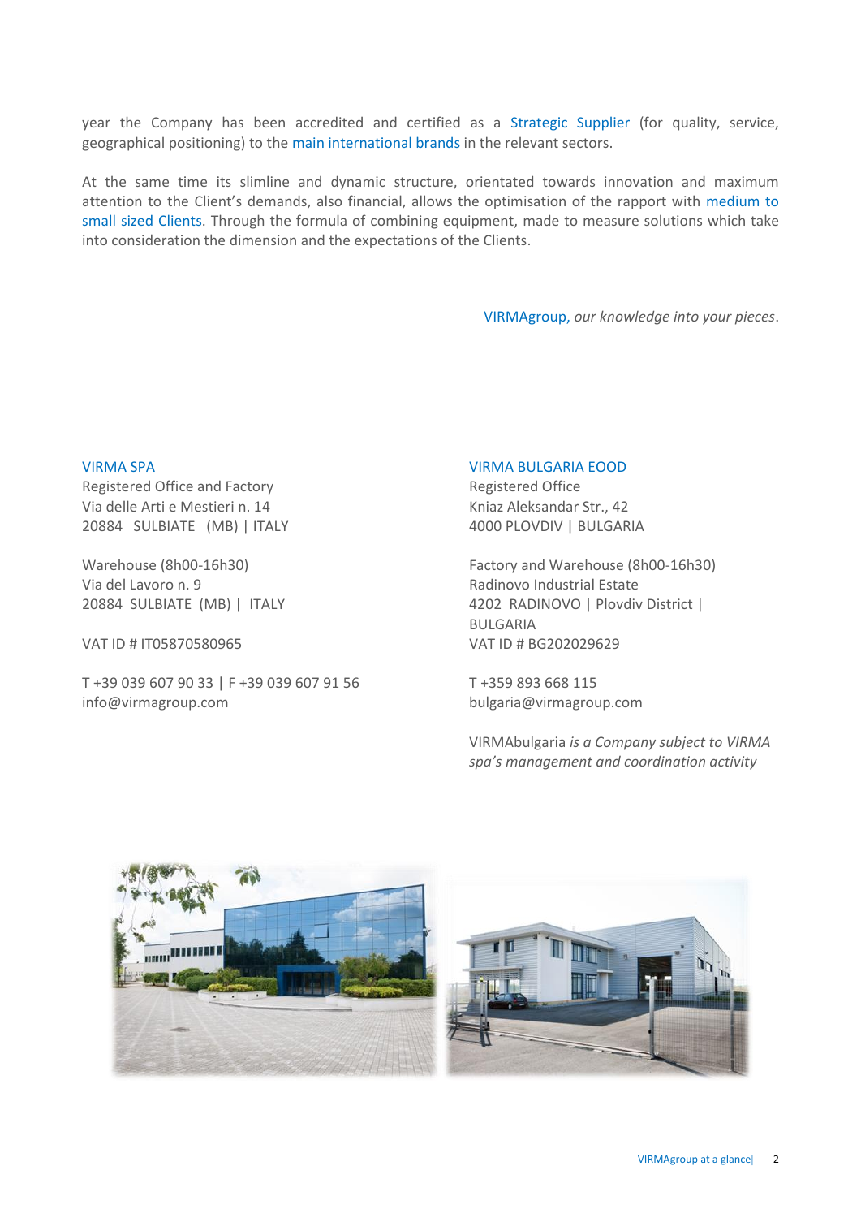year the Company has been accredited and certified as a Strategic Supplier (for quality, service, geographical positioning) to the main international brands in the relevant sectors.

At the same time its slimline and dynamic structure, orientated towards innovation and maximum attention to the Client's demands, also financial, allows the optimisation of the rapport with medium to small sized Clients. Through the formula of combining equipment, made to measure solutions which take into consideration the dimension and the expectations of the Clients.

VIRMAgroup, *our knowledge into your pieces*.

VIRMA SPA
Registered Office and Factory
Via delle Arti e Mestieri n. 14
20884 SULBIATE (MB) | ITALY

Warehouse (8h00-16h30)
Via del Lavoro n. 9
20884 SULBIATE (MB) | ITALY

VAT ID # IT05870580965

T +39 039 607 90 33 | F +39 039 607 91 56
info@virmagroup.com

VIRMA BULGARIA EOOD
Registered Office
Kniaz Aleksandar Str., 42
4000 PLOVDIV | BULGARIA

Factory and Warehouse (8h00-16h30)
Radinovo Industrial Estate
4202 RADINOVO | Plovdiv District | BULGARIA
VAT ID # BG202029629

T +359 893 668 115
bulgaria@virmagroup.com

VIRMAbulgaria *is a Company subject to VIRMA spa's management and coordination activity*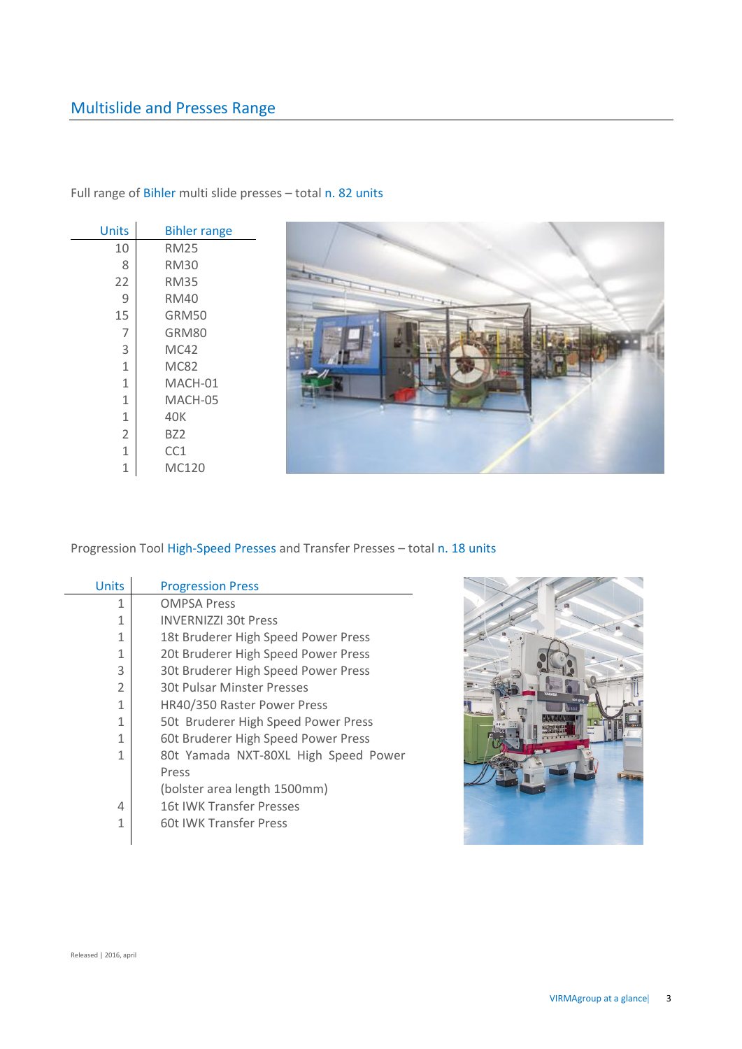## Multislide and Presses Range

Full range of Bihler multi slide presses – total n. 82 units

| Units | Bihler range |
|---|---|
| 10 | RM25 |
| 8 | RM30 |
| 22 | RM35 |
| 9 | RM40 |
| 15 | GRM50 |
| 7 | GRM80 |
| 3 | MC42 |
| 1 | MC82 |
| 1 | MACH-01 |
| 1 | MACH-05 |
| 1 | 40K |
| 2 | BZ2 |
| 1 | CC1 |
| 1 | MC120 |

Progression Tool High-Speed Presses and Transfer Presses – total n. 18 units

| Units | Progression Press |
|---|---|
| 1 | OMPSA Press |
| 1 | INVERNIZZI 30t Press |
| 1 | 18t Bruderer High Speed Power Press |
| 1 | 20t Bruderer High Speed Power Press |
| 3 | 30t Bruderer High Speed Power Press |
| 2 | 30t Pulsar Minster Presses |
| 1 | HR40/350 Raster Power Press |
| 1 | 50t Bruderer High Speed Power Press |
| 1 | 60t Bruderer High Speed Power Press |
| 1 | 80t Yamada NXT-80XL High Speed Power Press (bolster area length 1500mm) |
| 4 | 16t IWK Transfer Presses |
| 1 | 60t IWK Transfer Press |

Released | 2016, april